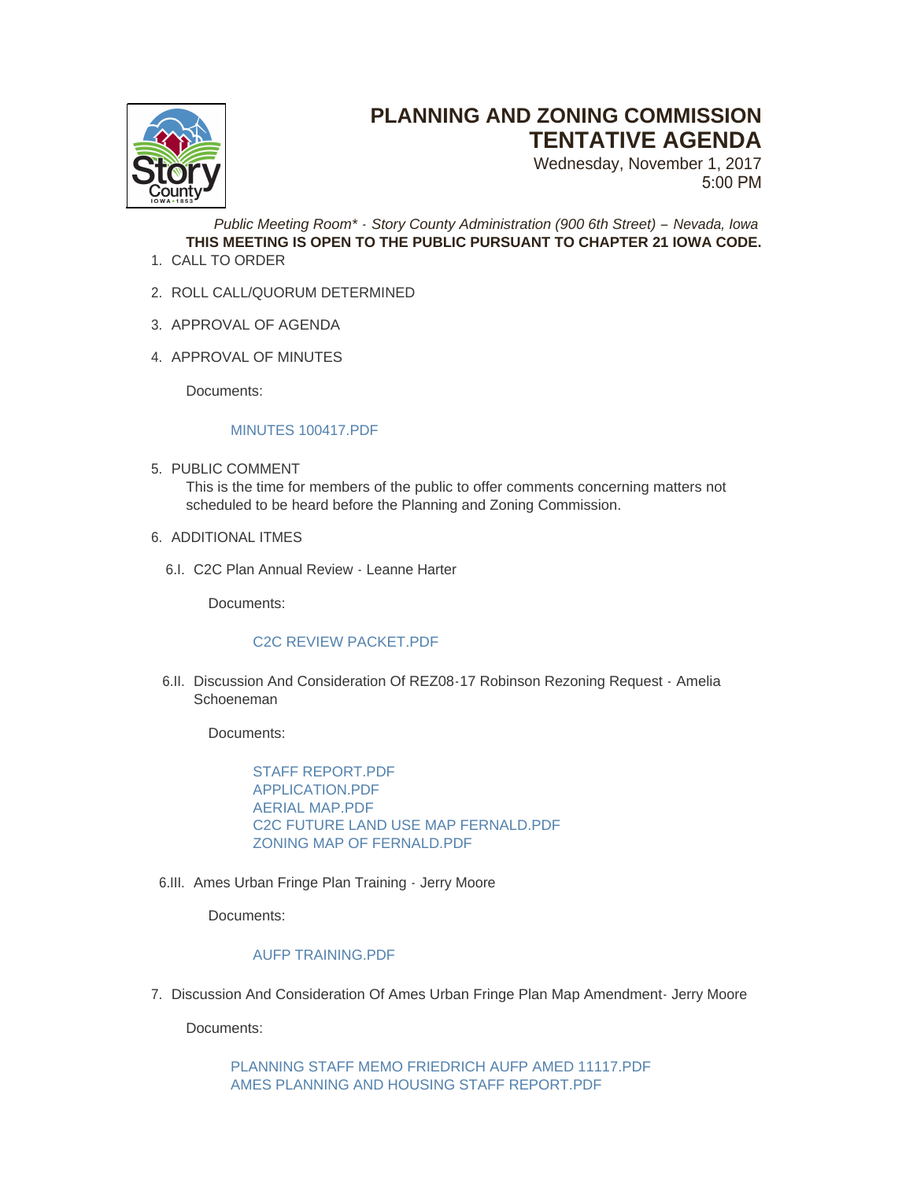# PLANNING AND ZONING COMMISSION TENTATIVE AGENDA

Wednesday, November 1, 2017
5:00 PM

*Public Meeting Room\* - Story County Administration (900 6th Street) – Nevada, Iowa*

**THIS MEETING IS OPEN TO THE PUBLIC PURSUANT TO CHAPTER 21 IOWA CODE.**

1. CALL TO ORDER

2. ROLL CALL/QUORUM DETERMINED

3. APPROVAL OF AGENDA

4. APPROVAL OF MINUTES

   Documents:

   MINUTES 100417.PDF

5. PUBLIC COMMENT

   This is the time for members of the public to offer comments concerning matters not scheduled to be heard before the Planning and Zoning Commission.

6. ADDITIONAL ITMES

   6.I. C2C Plan Annual Review - Leanne Harter

   Documents:

   C2C REVIEW PACKET.PDF

   6.II. Discussion And Consideration Of REZ08-17 Robinson Rezoning Request - Amelia Schoeneman

   Documents:

   STAFF REPORT.PDF
   APPLICATION.PDF
   AERIAL MAP.PDF
   C2C FUTURE LAND USE MAP FERNALD.PDF
   ZONING MAP OF FERNALD.PDF

   6.III. Ames Urban Fringe Plan Training - Jerry Moore

   Documents:

   AUFP TRAINING.PDF

7. Discussion And Consideration Of Ames Urban Fringe Plan Map Amendment- Jerry Moore

   Documents:

   PLANNING STAFF MEMO FRIEDRICH AUFP AMED 11117.PDF
   AMES PLANNING AND HOUSING STAFF REPORT.PDF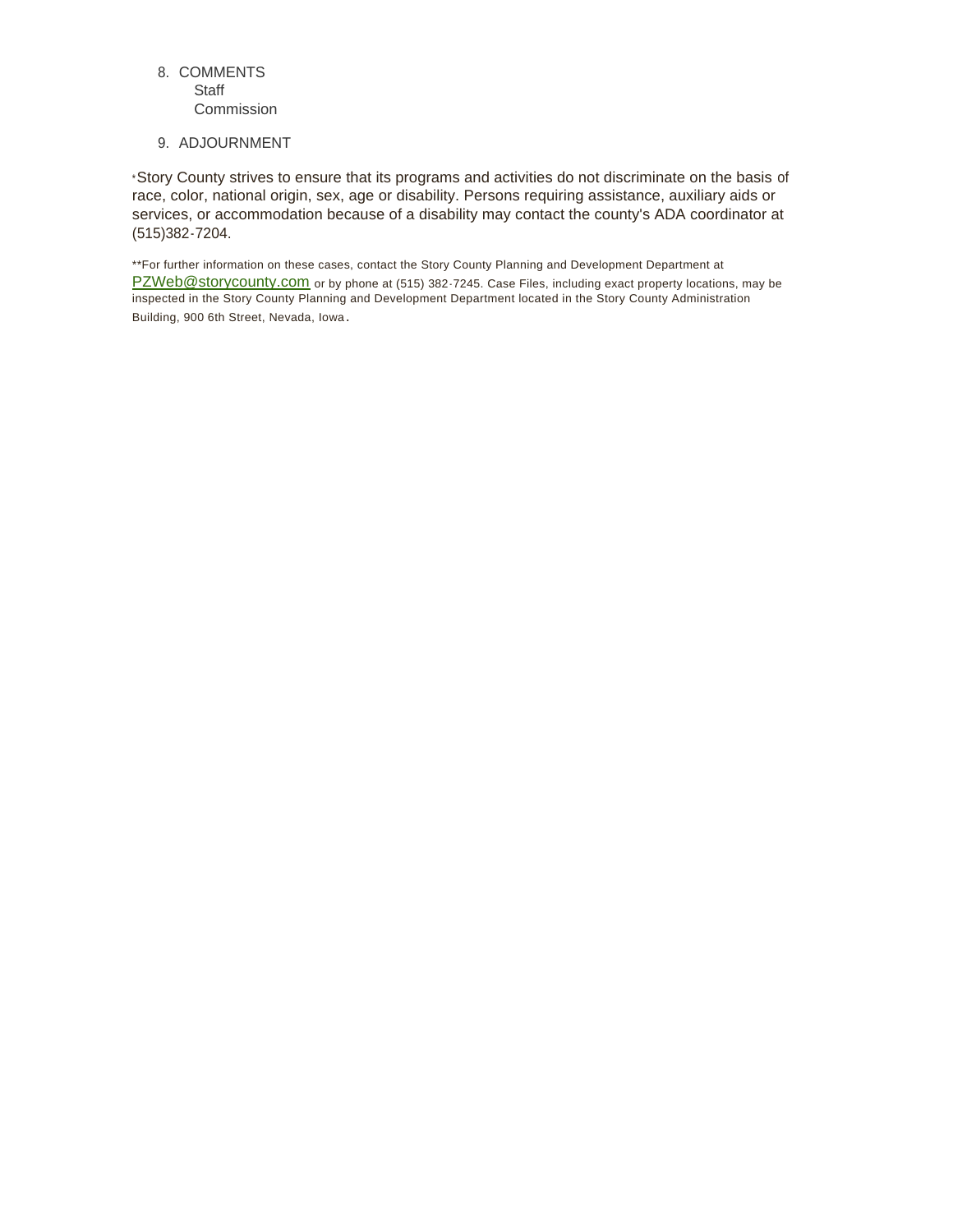8. COMMENTS
   - Staff
   - Commission

9. ADJOURNMENT

*Story County strives to ensure that its programs and activities do not discriminate on the basis of race, color, national origin, sex, age or disability. Persons requiring assistance, auxiliary aids or services, or accommodation because of a disability may contact the county's ADA coordinator at (515)382-7204.

**For further information on these cases, contact the Story County Planning and Development Department at PZWeb@storycounty.com or by phone at (515) 382-7245. Case Files, including exact property locations, may be inspected in the Story County Planning and Development Department located in the Story County Administration Building, 900 6th Street, Nevada, Iowa.